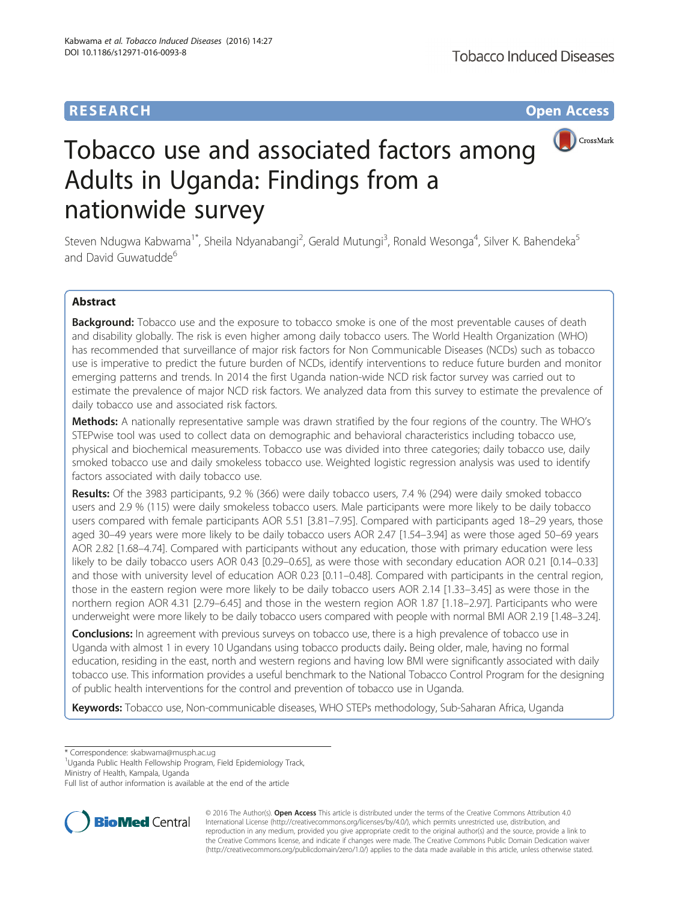RESEARCH Open Access

# Tobacco use and associated factors among Adults in Uganda: Findings from a nationwide survey

Steven Ndugwa Kabwama[1*], Sheila Ndyanabangi[2], Gerald Mutungi[3], Ronald Wesonga[4], Silver K. Bahendeka[5] and David Guwatudde[6]

## Abstract

**Background:** Tobacco use and the exposure to tobacco smoke is one of the most preventable causes of death and disability globally. The risk is even higher among daily tobacco users. The World Health Organization (WHO) has recommended that surveillance of major risk factors for Non Communicable Diseases (NCDs) such as tobacco use is imperative to predict the future burden of NCDs, identify interventions to reduce future burden and monitor emerging patterns and trends. In 2014 the first Uganda nation-wide NCD risk factor survey was carried out to estimate the prevalence of major NCD risk factors. We analyzed data from this survey to estimate the prevalence of daily tobacco use and associated risk factors.

**Methods:** A nationally representative sample was drawn stratified by the four regions of the country. The WHO's STEPwise tool was used to collect data on demographic and behavioral characteristics including tobacco use, physical and biochemical measurements. Tobacco use was divided into three categories; daily tobacco use, daily smoked tobacco use and daily smokeless tobacco use. Weighted logistic regression analysis was used to identify factors associated with daily tobacco use.

**Results:** Of the 3983 participants, 9.2 % (366) were daily tobacco users, 7.4 % (294) were daily smoked tobacco users and 2.9 % (115) were daily smokeless tobacco users. Male participants were more likely to be daily tobacco users compared with female participants AOR 5.51 [3.81–7.95]. Compared with participants aged 18–29 years, those aged 30–49 years were more likely to be daily tobacco users AOR 2.47 [1.54–3.94] as were those aged 50–69 years AOR 2.82 [1.68–4.74]. Compared with participants without any education, those with primary education were less likely to be daily tobacco users AOR 0.43 [0.29–0.65], as were those with secondary education AOR 0.21 [0.14–0.33] and those with university level of education AOR 0.23 [0.11–0.48]. Compared with participants in the central region, those in the eastern region were more likely to be daily tobacco users AOR 2.14 [1.33–3.45] as were those in the northern region AOR 4.31 [2.79–6.45] and those in the western region AOR 1.87 [1.18–2.97]. Participants who were underweight were more likely to be daily tobacco users compared with people with normal BMI AOR 2.19 [1.48–3.24].

**Conclusions:** In agreement with previous surveys on tobacco use, there is a high prevalence of tobacco use in Uganda with almost 1 in every 10 Ugandans using tobacco products daily**.** Being older, male, having no formal education, residing in the east, north and western regions and having low BMI were significantly associated with daily tobacco use. This information provides a useful benchmark to the National Tobacco Control Program for the designing of public health interventions for the control and prevention of tobacco use in Uganda.

**Keywords:** Tobacco use, Non-communicable diseases, WHO STEPs methodology, Sub-Saharan Africa, Uganda

\* Correspondence: skabwama@musph.ac.ug
[1]Uganda Public Health Fellowship Program, Field Epidemiology Track, Ministry of Health, Kampala, Uganda
Full list of author information is available at the end of the article

© 2016 The Author(s). **Open Access** This article is distributed under the terms of the Creative Commons Attribution 4.0 International License (http://creativecommons.org/licenses/by/4.0/), which permits unrestricted use, distribution, and reproduction in any medium, provided you give appropriate credit to the original author(s) and the source, provide a link to the Creative Commons license, and indicate if changes were made. The Creative Commons Public Domain Dedication waiver (http://creativecommons.org/publicdomain/zero/1.0/) applies to the data made available in this article, unless otherwise stated.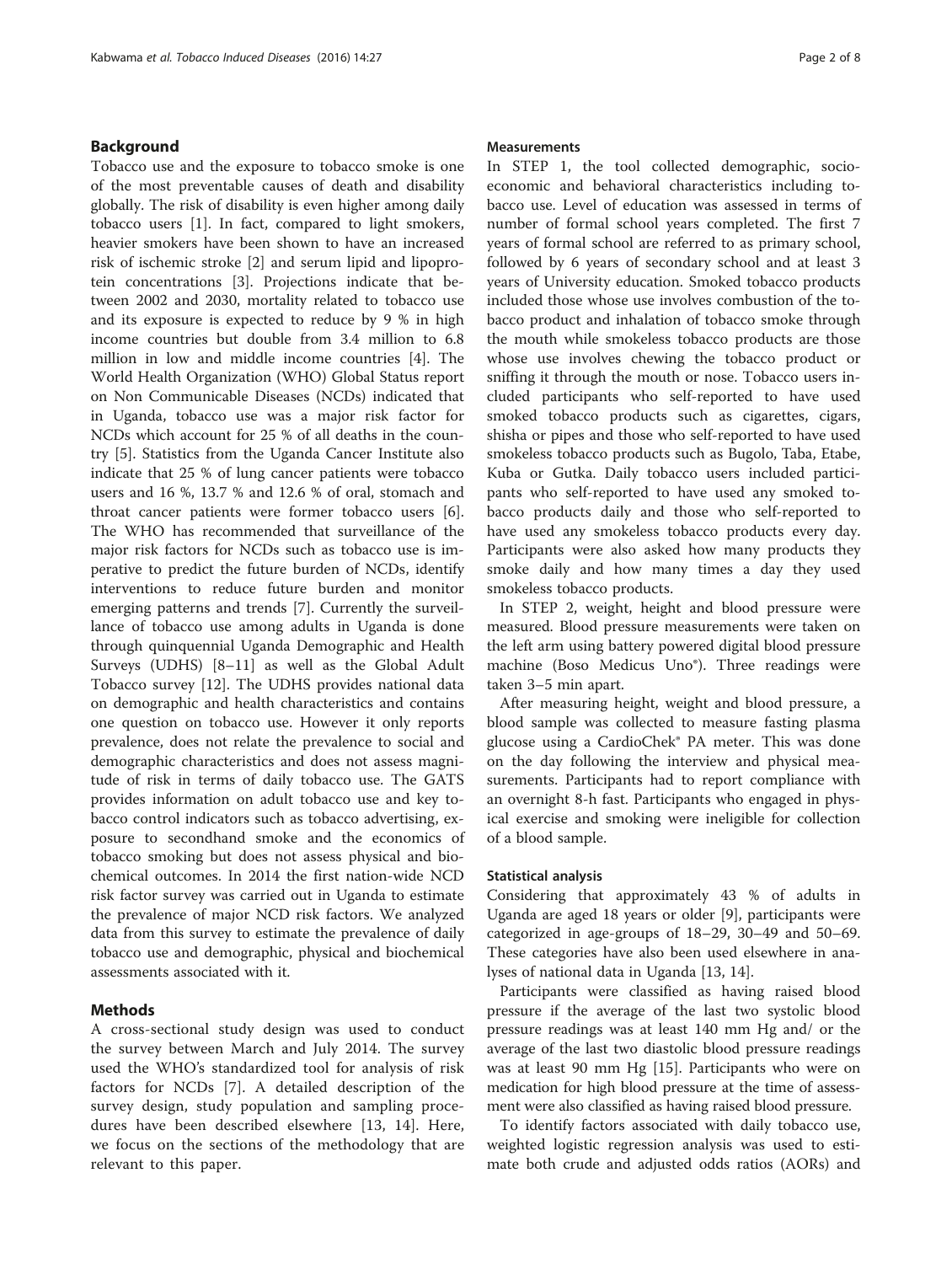## Background

Tobacco use and the exposure to tobacco smoke is one of the most preventable causes of death and disability globally. The risk of disability is even higher among daily tobacco users [1]. In fact, compared to light smokers, heavier smokers have been shown to have an increased risk of ischemic stroke [2] and serum lipid and lipoprotein concentrations [3]. Projections indicate that between 2002 and 2030, mortality related to tobacco use and its exposure is expected to reduce by 9 % in high income countries but double from 3.4 million to 6.8 million in low and middle income countries [4]. The World Health Organization (WHO) Global Status report on Non Communicable Diseases (NCDs) indicated that in Uganda, tobacco use was a major risk factor for NCDs which account for 25 % of all deaths in the country [5]. Statistics from the Uganda Cancer Institute also indicate that 25 % of lung cancer patients were tobacco users and 16 %, 13.7 % and 12.6 % of oral, stomach and throat cancer patients were former tobacco users [6]. The WHO has recommended that surveillance of the major risk factors for NCDs such as tobacco use is imperative to predict the future burden of NCDs, identify interventions to reduce future burden and monitor emerging patterns and trends [7]. Currently the surveillance of tobacco use among adults in Uganda is done through quinquennial Uganda Demographic and Health Surveys (UDHS) [8–11] as well as the Global Adult Tobacco survey [12]. The UDHS provides national data on demographic and health characteristics and contains one question on tobacco use. However it only reports prevalence, does not relate the prevalence to social and demographic characteristics and does not assess magnitude of risk in terms of daily tobacco use. The GATS provides information on adult tobacco use and key tobacco control indicators such as tobacco advertising, exposure to secondhand smoke and the economics of tobacco smoking but does not assess physical and biochemical outcomes. In 2014 the first nation-wide NCD risk factor survey was carried out in Uganda to estimate the prevalence of major NCD risk factors. We analyzed data from this survey to estimate the prevalence of daily tobacco use and demographic, physical and biochemical assessments associated with it.

## Methods

A cross-sectional study design was used to conduct the survey between March and July 2014. The survey used the WHO's standardized tool for analysis of risk factors for NCDs [7]. A detailed description of the survey design, study population and sampling procedures have been described elsewhere [13, 14]. Here, we focus on the sections of the methodology that are relevant to this paper.

### Measurements

In STEP 1, the tool collected demographic, socioeconomic and behavioral characteristics including tobacco use. Level of education was assessed in terms of number of formal school years completed. The first 7 years of formal school are referred to as primary school, followed by 6 years of secondary school and at least 3 years of University education. Smoked tobacco products included those whose use involves combustion of the tobacco product and inhalation of tobacco smoke through the mouth while smokeless tobacco products are those whose use involves chewing the tobacco product or sniffing it through the mouth or nose. Tobacco users included participants who self-reported to have used smoked tobacco products such as cigarettes, cigars, shisha or pipes and those who self-reported to have used smokeless tobacco products such as Bugolo, Taba, Etabe, Kuba or Gutka. Daily tobacco users included participants who self-reported to have used any smoked tobacco products daily and those who self-reported to have used any smokeless tobacco products every day. Participants were also asked how many products they smoke daily and how many times a day they used smokeless tobacco products.

In STEP 2, weight, height and blood pressure were measured. Blood pressure measurements were taken on the left arm using battery powered digital blood pressure machine (Boso Medicus Uno®). Three readings were taken 3–5 min apart.

After measuring height, weight and blood pressure, a blood sample was collected to measure fasting plasma glucose using a CardioChek® PA meter. This was done on the day following the interview and physical measurements. Participants had to report compliance with an overnight 8-h fast. Participants who engaged in physical exercise and smoking were ineligible for collection of a blood sample.

### Statistical analysis

Considering that approximately 43 % of adults in Uganda are aged 18 years or older [9], participants were categorized in age-groups of 18–29, 30–49 and 50–69. These categories have also been used elsewhere in analyses of national data in Uganda [13, 14].

Participants were classified as having raised blood pressure if the average of the last two systolic blood pressure readings was at least 140 mm Hg and/ or the average of the last two diastolic blood pressure readings was at least 90 mm Hg [15]. Participants who were on medication for high blood pressure at the time of assessment were also classified as having raised blood pressure.

To identify factors associated with daily tobacco use, weighted logistic regression analysis was used to estimate both crude and adjusted odds ratios (AORs) and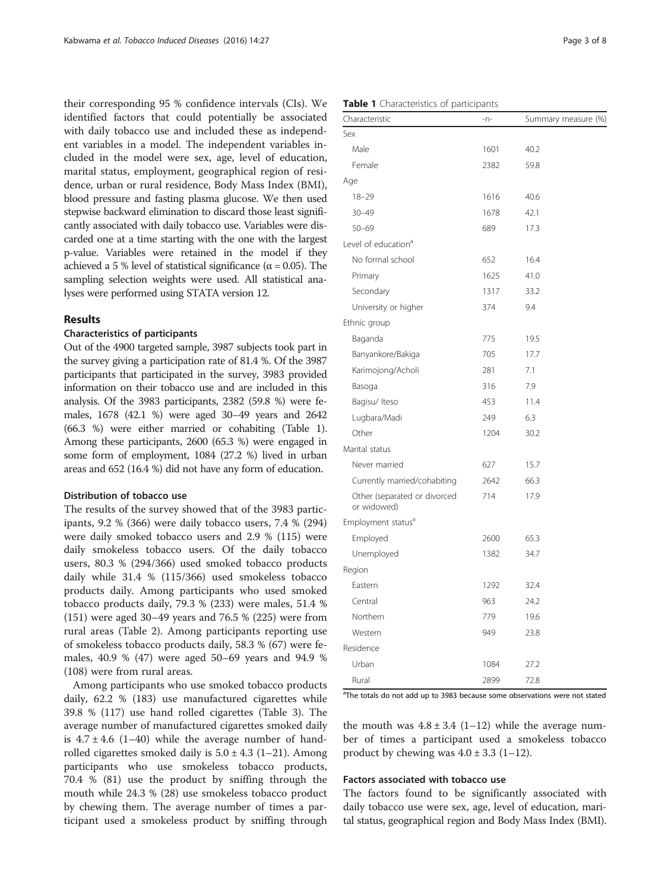their corresponding 95 % confidence intervals (CIs). We identified factors that could potentially be associated with daily tobacco use and included these as independent variables in a model. The independent variables included in the model were sex, age, level of education, marital status, employment, geographical region of residence, urban or rural residence, Body Mass Index (BMI), blood pressure and fasting plasma glucose. We then used stepwise backward elimination to discard those least significantly associated with daily tobacco use. Variables were discarded one at a time starting with the one with the largest p-value. Variables were retained in the model if they achieved a 5 % level of statistical significance ($\alpha = 0.05$). The sampling selection weights were used. All statistical analyses were performed using STATA version 12.

## Results

### Characteristics of participants

Out of the 4900 targeted sample, 3987 subjects took part in the survey giving a participation rate of 81.4 %. Of the 3987 participants that participated in the survey, 3983 provided information on their tobacco use and are included in this analysis. Of the 3983 participants, 2382 (59.8 %) were females, 1678 (42.1 %) were aged 30–49 years and 2642 (66.3 %) were either married or cohabiting (Table 1). Among these participants, 2600 (65.3 %) were engaged in some form of employment, 1084 (27.2 %) lived in urban areas and 652 (16.4 %) did not have any form of education.

### Distribution of tobacco use

The results of the survey showed that of the 3983 participants, 9.2 % (366) were daily tobacco users, 7.4 % (294) were daily smoked tobacco users and 2.9 % (115) were daily smokeless tobacco users. Of the daily tobacco users, 80.3 % (294/366) used smoked tobacco products daily while 31.4 % (115/366) used smokeless tobacco products daily. Among participants who used smoked tobacco products daily, 79.3 % (233) were males, 51.4 % (151) were aged 30–49 years and 76.5 % (225) were from rural areas (Table 2). Among participants reporting use of smokeless tobacco products daily, 58.3 % (67) were females, 40.9 % (47) were aged 50–69 years and 94.9 % (108) were from rural areas.

Among participants who use smoked tobacco products daily, 62.2 % (183) use manufactured cigarettes while 39.8 % (117) use hand rolled cigarettes (Table 3). The average number of manufactured cigarettes smoked daily is $4.7 \pm 4.6$ (1–40) while the average number of hand-rolled cigarettes smoked daily is $5.0 \pm 4.3$ (1–21). Among participants who use smokeless tobacco products, 70.4 % (81) use the product by sniffing through the mouth while 24.3 % (28) use smokeless tobacco product by chewing them. The average number of times a participant used a smokeless product by sniffing through the mouth was $4.8 \pm 3.4$ (1–12) while the average number of times a participant used a smokeless tobacco product by chewing was $4.0 \pm 3.3$ (1–12).

### Factors associated with tobacco use

The factors found to be significantly associated with daily tobacco use were sex, age, level of education, marital status, geographical region and Body Mass Index (BMI).

**Table 1** Characteristics of participants

| Characteristic | -n- | Summary measure (%) |
|---|---|---|
| Sex | | |
| Male | 1601 | 40.2 |
| Female | 2382 | 59.8 |
| Age | | |
| 18–29 | 1616 | 40.6 |
| 30–49 | 1678 | 42.1 |
| 50–69 | 689 | 17.3 |
| Level of education[a] | | |
| No formal school | 652 | 16.4 |
| Primary | 1625 | 41.0 |
| Secondary | 1317 | 33.2 |
| University or higher | 374 | 9.4 |
| Ethnic group | | |
| Baganda | 775 | 19.5 |
| Banyankore/Bakiga | 705 | 17.7 |
| Karimojong/Acholi | 281 | 7.1 |
| Basoga | 316 | 7.9 |
| Bagisu/ Iteso | 453 | 11.4 |
| Lugbara/Madi | 249 | 6.3 |
| Other | 1204 | 30.2 |
| Marital status | | |
| Never married | 627 | 15.7 |
| Currently married/cohabiting | 2642 | 66.3 |
| Other (separated or divorced or widowed) | 714 | 17.9 |
| Employment status[a] | | |
| Employed | 2600 | 65.3 |
| Unemployed | 1382 | 34.7 |
| Region | | |
| Eastern | 1292 | 32.4 |
| Central | 963 | 24.2 |
| Northern | 779 | 19.6 |
| Western | 949 | 23.8 |
| Residence | | |
| Urban | 1084 | 27.2 |
| Rural | 2899 | 72.8 |

[a]The totals do not add up to 3983 because some observations were not stated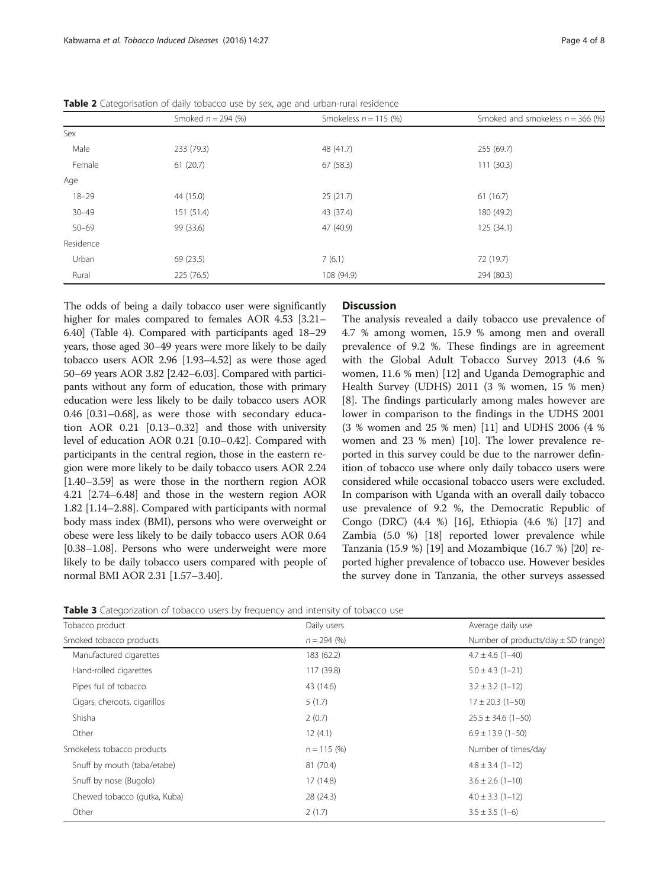**Table 2** Categorisation of daily tobacco use by sex, age and urban-rural residence

| | Smoked $n = 294$ (%) | Smokeless $n = 115$ (%) | Smoked and smokeless $n = 366$ (%) |
|---|---|---|---|
| Sex | | | |
| Male | 233 (79.3) | 48 (41.7) | 255 (69.7) |
| Female | 61 (20.7) | 67 (58.3) | 111 (30.3) |
| Age | | | |
| 18–29 | 44 (15.0) | 25 (21.7) | 61 (16.7) |
| 30–49 | 151 (51.4) | 43 (37.4) | 180 (49.2) |
| 50–69 | 99 (33.6) | 47 (40.9) | 125 (34.1) |
| Residence | | | |
| Urban | 69 (23.5) | 7 (6.1) | 72 (19.7) |
| Rural | 225 (76.5) | 108 (94.9) | 294 (80.3) |

The odds of being a daily tobacco user were significantly higher for males compared to females AOR 4.53 [3.21–6.40] (Table 4). Compared with participants aged 18–29 years, those aged 30–49 years were more likely to be daily tobacco users AOR 2.96 [1.93–4.52] as were those aged 50–69 years AOR 3.82 [2.42–6.03]. Compared with participants without any form of education, those with primary education were less likely to be daily tobacco users AOR 0.46 [0.31–0.68], as were those with secondary education AOR 0.21 [0.13–0.32] and those with university level of education AOR 0.21 [0.10–0.42]. Compared with participants in the central region, those in the eastern region were more likely to be daily tobacco users AOR 2.24 [1.40–3.59] as were those in the northern region AOR 4.21 [2.74–6.48] and those in the western region AOR 1.82 [1.14–2.88]. Compared with participants with normal body mass index (BMI), persons who were overweight or obese were less likely to be daily tobacco users AOR 0.64 [0.38–1.08]. Persons who were underweight were more likely to be daily tobacco users compared with people of normal BMI AOR 2.31 [1.57–3.40].

## Discussion

The analysis revealed a daily tobacco use prevalence of 4.7 % among women, 15.9 % among men and overall prevalence of 9.2 %. These findings are in agreement with the Global Adult Tobacco Survey 2013 (4.6 % women, 11.6 % men) [12] and Uganda Demographic and Health Survey (UDHS) 2011 (3 % women, 15 % men) [8]. The findings particularly among males however are lower in comparison to the findings in the UDHS 2001 (3 % women and 25 % men) [11] and UDHS 2006 (4 % women and 23 % men) [10]. The lower prevalence reported in this survey could be due to the narrower definition of tobacco use where only daily tobacco users were considered while occasional tobacco users were excluded. In comparison with Uganda with an overall daily tobacco use prevalence of 9.2 %, the Democratic Republic of Congo (DRC) (4.4 %) [16], Ethiopia (4.6 %) [17] and Zambia (5.0 %) [18] reported lower prevalence while Tanzania (15.9 %) [19] and Mozambique (16.7 %) [20] reported higher prevalence of tobacco use. However besides the survey done in Tanzania, the other surveys assessed

**Table 3** Categorization of tobacco users by frequency and intensity of tobacco use

| Tobacco product | Daily users | Average daily use |
|---|---|---|
| Smoked tobacco products | $n = 294$ (%) | Number of products/day ± SD (range) |
| Manufactured cigarettes | 183 (62.2) | 4.7 ± 4.6 (1–40) |
| Hand-rolled cigarettes | 117 (39.8) | 5.0 ± 4.3 (1–21) |
| Pipes full of tobacco | 43 (14.6) | 3.2 ± 3.2 (1–12) |
| Cigars, cheroots, cigarillos | 5 (1.7) | 17 ± 20.3 (1–50) |
| Shisha | 2 (0.7) | 25.5 ± 34.6 (1–50) |
| Other | 12 (4.1) | 6.9 ± 13.9 (1–50) |
| Smokeless tobacco products | $n = 115$ (%) | Number of times/day |
| Snuff by mouth (taba/etabe) | 81 (70.4) | 4.8 ± 3.4 (1–12) |
| Snuff by nose (Bugolo) | 17 (14.8) | 3.6 ± 2.6 (1–10) |
| Chewed tobacco (gutka, Kuba) | 28 (24.3) | 4.0 ± 3.3 (1–12) |
| Other | 2 (1.7) | 3.5 ± 3.5 (1–6) |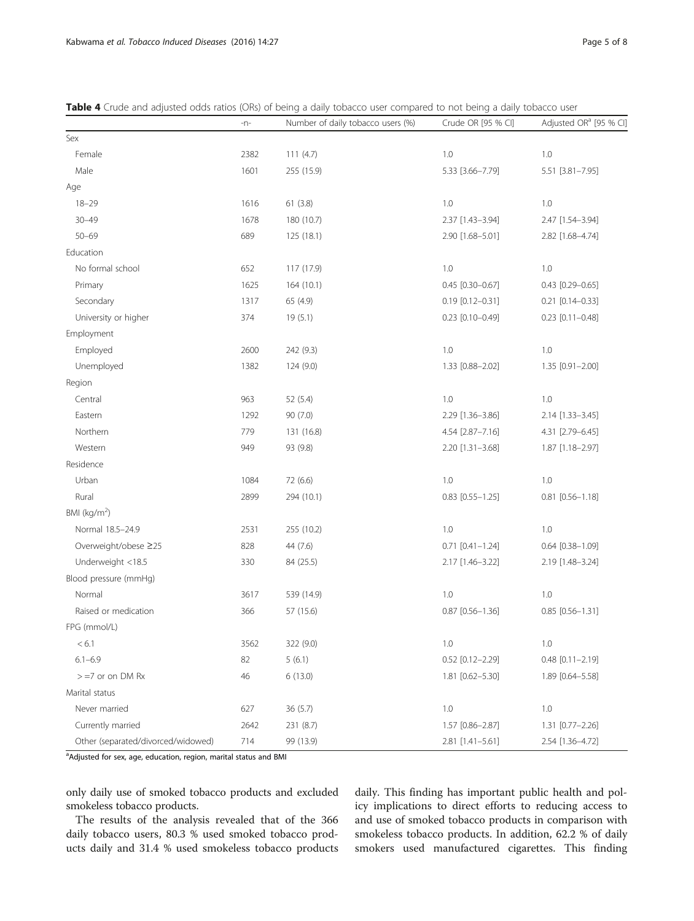**Table 4** Crude and adjusted odds ratios (ORs) of being a daily tobacco user compared to not being a daily tobacco user

| | -n- | Number of daily tobacco users (%) | Crude OR [95 % CI] | Adjusted OR[a] [95 % CI] |
|---|---|---|---|---|
| Sex | | | | |
| Female | 2382 | 111 (4.7) | 1.0 | 1.0 |
| Male | 1601 | 255 (15.9) | 5.33 [3.66–7.79] | 5.51 [3.81–7.95] |
| Age | | | | |
| 18–29 | 1616 | 61 (3.8) | 1.0 | 1.0 |
| 30–49 | 1678 | 180 (10.7) | 2.37 [1.43–3.94] | 2.47 [1.54–3.94] |
| 50–69 | 689 | 125 (18.1) | 2.90 [1.68–5.01] | 2.82 [1.68–4.74] |
| Education | | | | |
| No formal school | 652 | 117 (17.9) | 1.0 | 1.0 |
| Primary | 1625 | 164 (10.1) | 0.45 [0.30–0.67] | 0.43 [0.29–0.65] |
| Secondary | 1317 | 65 (4.9) | 0.19 [0.12–0.31] | 0.21 [0.14–0.33] |
| University or higher | 374 | 19 (5.1) | 0.23 [0.10–0.49] | 0.23 [0.11–0.48] |
| Employment | | | | |
| Employed | 2600 | 242 (9.3) | 1.0 | 1.0 |
| Unemployed | 1382 | 124 (9.0) | 1.33 [0.88–2.02] | 1.35 [0.91–2.00] |
| Region | | | | |
| Central | 963 | 52 (5.4) | 1.0 | 1.0 |
| Eastern | 1292 | 90 (7.0) | 2.29 [1.36–3.86] | 2.14 [1.33–3.45] |
| Northern | 779 | 131 (16.8) | 4.54 [2.87–7.16] | 4.31 [2.79–6.45] |
| Western | 949 | 93 (9.8) | 2.20 [1.31–3.68] | 1.87 [1.18–2.97] |
| Residence | | | | |
| Urban | 1084 | 72 (6.6) | 1.0 | 1.0 |
| Rural | 2899 | 294 (10.1) | 0.83 [0.55–1.25] | 0.81 [0.56–1.18] |
| BMI (kg/m$^2$) | | | | |
| Normal 18.5–24.9 | 2531 | 255 (10.2) | 1.0 | 1.0 |
| Overweight/obese ≥25 | 828 | 44 (7.6) | 0.71 [0.41–1.24] | 0.64 [0.38–1.09] |
| Underweight <18.5 | 330 | 84 (25.5) | 2.17 [1.46–3.22] | 2.19 [1.48–3.24] |
| Blood pressure (mmHg) | | | | |
| Normal | 3617 | 539 (14.9) | 1.0 | 1.0 |
| Raised or medication | 366 | 57 (15.6) | 0.87 [0.56–1.36] | 0.85 [0.56–1.31] |
| FPG (mmol/L) | | | | |
| < 6.1 | 3562 | 322 (9.0) | 1.0 | 1.0 |
| 6.1–6.9 | 82 | 5 (6.1) | 0.52 [0.12–2.29] | 0.48 [0.11–2.19] |
| > =7 or on DM Rx | 46 | 6 (13.0) | 1.81 [0.62–5.30] | 1.89 [0.64–5.58] |
| Marital status | | | | |
| Never married | 627 | 36 (5.7) | 1.0 | 1.0 |
| Currently married | 2642 | 231 (8.7) | 1.57 [0.86–2.87] | 1.31 [0.77–2.26] |
| Other (separated/divorced/widowed) | 714 | 99 (13.9) | 2.81 [1.41–5.61] | 2.54 [1.36–4.72] |

[a]Adjusted for sex, age, education, region, marital status and BMI

only daily use of smoked tobacco products and excluded smokeless tobacco products.

The results of the analysis revealed that of the 366 daily tobacco users, 80.3 % used smoked tobacco products daily and 31.4 % used smokeless tobacco products daily. This finding has important public health and policy implications to direct efforts to reducing access to and use of smoked tobacco products in comparison with smokeless tobacco products. In addition, 62.2 % of daily smokers used manufactured cigarettes. This finding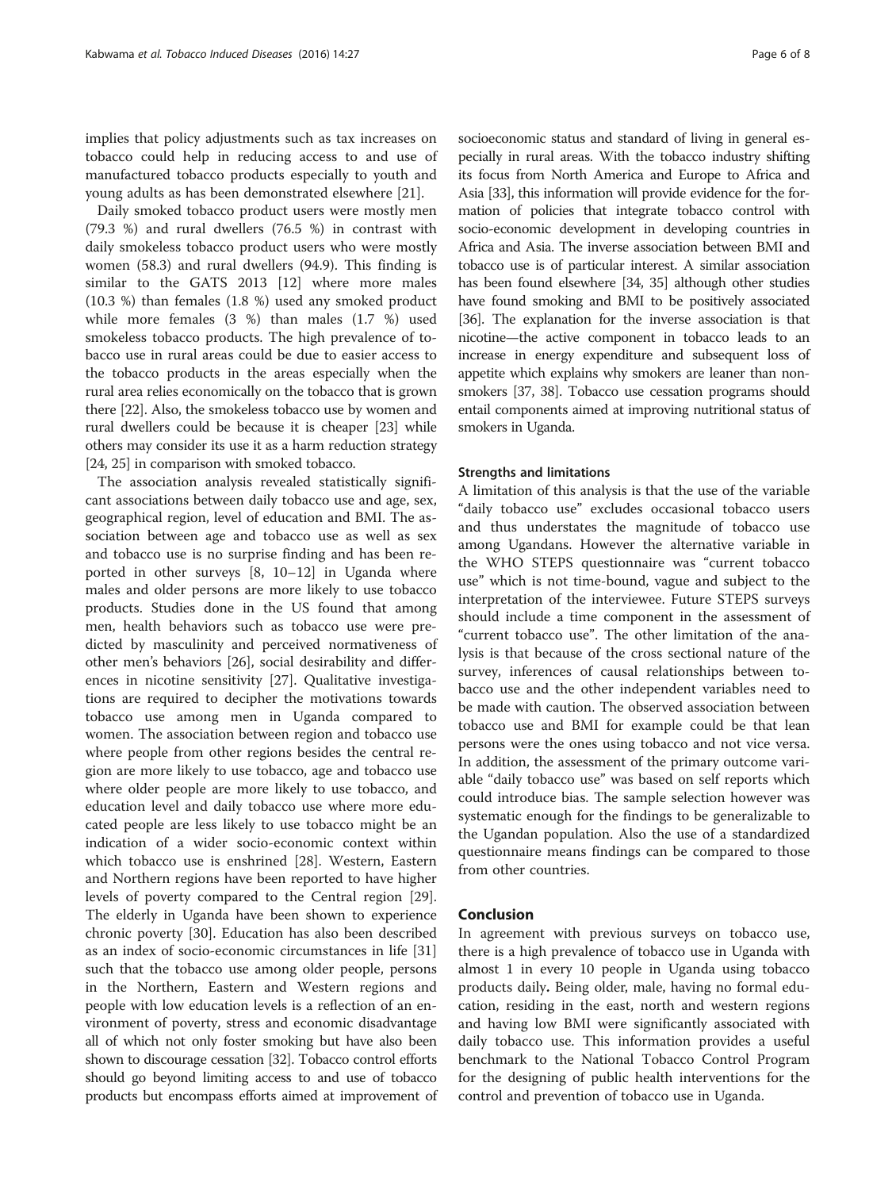implies that policy adjustments such as tax increases on tobacco could help in reducing access to and use of manufactured tobacco products especially to youth and young adults as has been demonstrated elsewhere [21].

Daily smoked tobacco product users were mostly men (79.3 %) and rural dwellers (76.5 %) in contrast with daily smokeless tobacco product users who were mostly women (58.3) and rural dwellers (94.9). This finding is similar to the GATS 2013 [12] where more males (10.3 %) than females (1.8 %) used any smoked product while more females (3 %) than males (1.7 %) used smokeless tobacco products. The high prevalence of tobacco use in rural areas could be due to easier access to the tobacco products in the areas especially when the rural area relies economically on the tobacco that is grown there [22]. Also, the smokeless tobacco use by women and rural dwellers could be because it is cheaper [23] while others may consider its use it as a harm reduction strategy [24, 25] in comparison with smoked tobacco.

The association analysis revealed statistically significant associations between daily tobacco use and age, sex, geographical region, level of education and BMI. The association between age and tobacco use as well as sex and tobacco use is no surprise finding and has been reported in other surveys [8, 10–12] in Uganda where males and older persons are more likely to use tobacco products. Studies done in the US found that among men, health behaviors such as tobacco use were predicted by masculinity and perceived normativeness of other men's behaviors [26], social desirability and differences in nicotine sensitivity [27]. Qualitative investigations are required to decipher the motivations towards tobacco use among men in Uganda compared to women. The association between region and tobacco use where people from other regions besides the central region are more likely to use tobacco, age and tobacco use where older people are more likely to use tobacco, and education level and daily tobacco use where more educated people are less likely to use tobacco might be an indication of a wider socio-economic context within which tobacco use is enshrined [28]. Western, Eastern and Northern regions have been reported to have higher levels of poverty compared to the Central region [29]. The elderly in Uganda have been shown to experience chronic poverty [30]. Education has also been described as an index of socio-economic circumstances in life [31] such that the tobacco use among older people, persons in the Northern, Eastern and Western regions and people with low education levels is a reflection of an environment of poverty, stress and economic disadvantage all of which not only foster smoking but have also been shown to discourage cessation [32]. Tobacco control efforts should go beyond limiting access to and use of tobacco products but encompass efforts aimed at improvement of socioeconomic status and standard of living in general especially in rural areas. With the tobacco industry shifting its focus from North America and Europe to Africa and Asia [33], this information will provide evidence for the formation of policies that integrate tobacco control with socio-economic development in developing countries in Africa and Asia. The inverse association between BMI and tobacco use is of particular interest. A similar association has been found elsewhere [34, 35] although other studies have found smoking and BMI to be positively associated [36]. The explanation for the inverse association is that nicotine—the active component in tobacco leads to an increase in energy expenditure and subsequent loss of appetite which explains why smokers are leaner than non-smokers [37, 38]. Tobacco use cessation programs should entail components aimed at improving nutritional status of smokers in Uganda.

### Strengths and limitations

A limitation of this analysis is that the use of the variable "daily tobacco use" excludes occasional tobacco users and thus understates the magnitude of tobacco use among Ugandans. However the alternative variable in the WHO STEPS questionnaire was "current tobacco use" which is not time-bound, vague and subject to the interpretation of the interviewee. Future STEPS surveys should include a time component in the assessment of "current tobacco use". The other limitation of the analysis is that because of the cross sectional nature of the survey, inferences of causal relationships between tobacco use and the other independent variables need to be made with caution. The observed association between tobacco use and BMI for example could be that lean persons were the ones using tobacco and not vice versa. In addition, the assessment of the primary outcome variable "daily tobacco use" was based on self reports which could introduce bias. The sample selection however was systematic enough for the findings to be generalizable to the Ugandan population. Also the use of a standardized questionnaire means findings can be compared to those from other countries.

## Conclusion

In agreement with previous surveys on tobacco use, there is a high prevalence of tobacco use in Uganda with almost 1 in every 10 people in Uganda using tobacco products daily**.** Being older, male, having no formal education, residing in the east, north and western regions and having low BMI were significantly associated with daily tobacco use. This information provides a useful benchmark to the National Tobacco Control Program for the designing of public health interventions for the control and prevention of tobacco use in Uganda.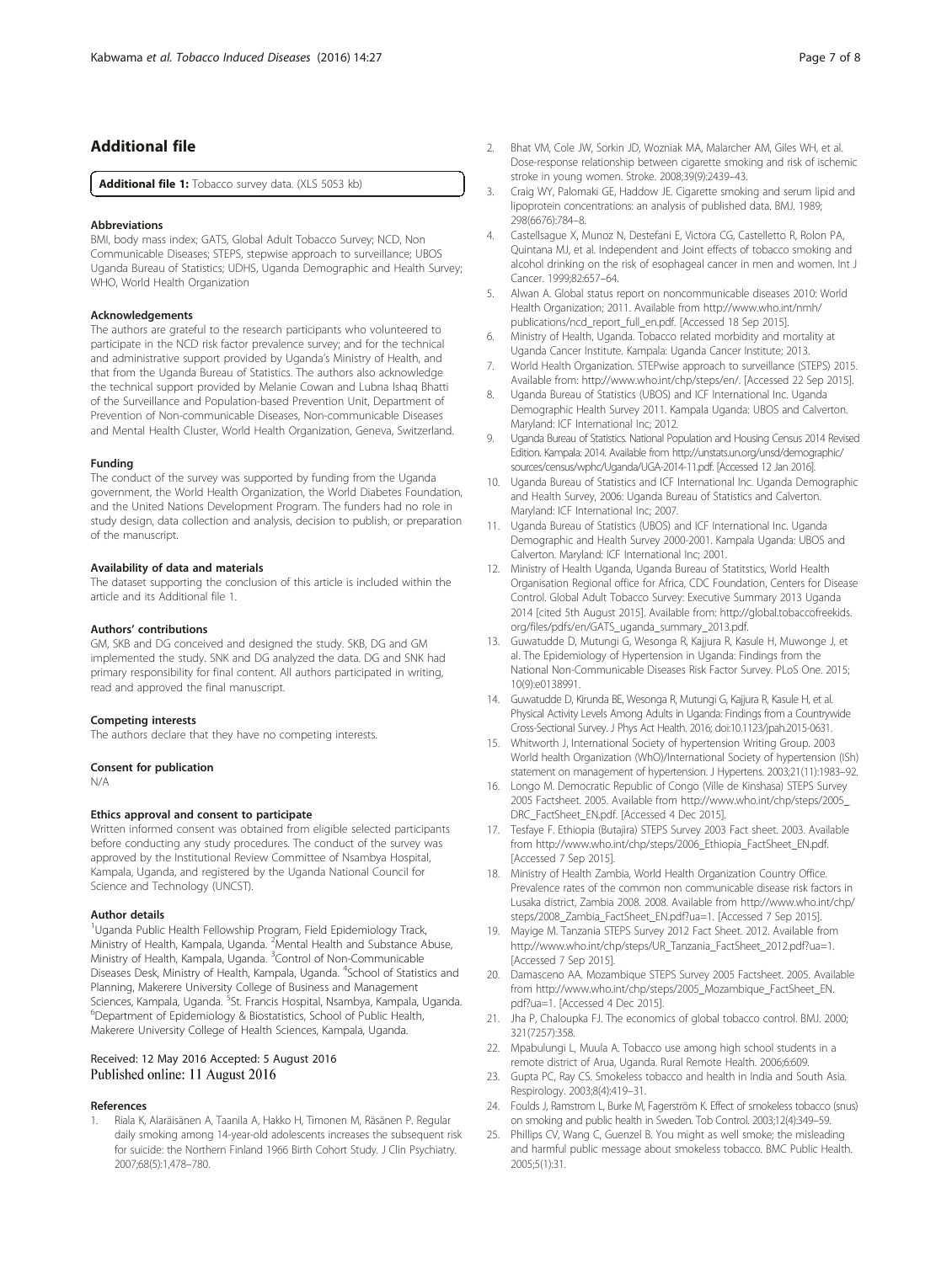## Additional file

**Additional file 1:** Tobacco survey data. (XLS 5053 kb)

#### Abbreviations

BMI, body mass index; GATS, Global Adult Tobacco Survey; NCD, Non Communicable Diseases; STEPS, stepwise approach to surveillance; UBOS Uganda Bureau of Statistics; UDHS, Uganda Demographic and Health Survey; WHO, World Health Organization

#### Acknowledgements

The authors are grateful to the research participants who volunteered to participate in the NCD risk factor prevalence survey; and for the technical and administrative support provided by Uganda's Ministry of Health, and that from the Uganda Bureau of Statistics. The authors also acknowledge the technical support provided by Melanie Cowan and Lubna Ishaq Bhatti of the Surveillance and Population-based Prevention Unit, Department of Prevention of Non-communicable Diseases, Non-communicable Diseases and Mental Health Cluster, World Health Organization, Geneva, Switzerland.

#### Funding

The conduct of the survey was supported by funding from the Uganda government, the World Health Organization, the World Diabetes Foundation, and the United Nations Development Program. The funders had no role in study design, data collection and analysis, decision to publish, or preparation of the manuscript.

#### Availability of data and materials

The dataset supporting the conclusion of this article is included within the article and its Additional file 1.

#### Authors' contributions

GM, SKB and DG conceived and designed the study. SKB, DG and GM implemented the study. SNK and DG analyzed the data. DG and SNK had primary responsibility for final content. All authors participated in writing, read and approved the final manuscript.

#### Competing interests

The authors declare that they have no competing interests.

#### Consent for publication

N/A

#### Ethics approval and consent to participate

Written informed consent was obtained from eligible selected participants before conducting any study procedures. The conduct of the survey was approved by the Institutional Review Committee of Nsambya Hospital, Kampala, Uganda, and registered by the Uganda National Council for Science and Technology (UNCST).

#### Author details

[1]Uganda Public Health Fellowship Program, Field Epidemiology Track, Ministry of Health, Kampala, Uganda. [2]Mental Health and Substance Abuse, Ministry of Health, Kampala, Uganda. [3]Control of Non-Communicable Diseases Desk, Ministry of Health, Kampala, Uganda. [4]School of Statistics and Planning, Makerere University College of Business and Management Sciences, Kampala, Uganda. [5]St. Francis Hospital, Nsambya, Kampala, Uganda. [6]Department of Epidemiology & Biostatistics, School of Public Health, Makerere University College of Health Sciences, Kampala, Uganda.

Received: 12 May 2016 Accepted: 5 August 2016
Published online: 11 August 2016

#### References

1. Riala K, Alaräisänen A, Taanila A, Hakko H, Timonen M, Räsänen P. Regular daily smoking among 14-year-old adolescents increases the subsequent risk for suicide: the Northern Finland 1966 Birth Cohort Study. J Clin Psychiatry. 2007;68(5):1,478–780.
2. Bhat VM, Cole JW, Sorkin JD, Wozniak MA, Malarcher AM, Giles WH, et al. Dose-response relationship between cigarette smoking and risk of ischemic stroke in young women. Stroke. 2008;39(9):2439–43.
3. Craig WY, Palomaki GE, Haddow JE. Cigarette smoking and serum lipid and lipoprotein concentrations: an analysis of published data. BMJ. 1989; 298(6676):784–8.
4. Castellsague X, Munoz N, Destefani E, Victora CG, Castelletto R, Rolon PA, Quintana MJ, et al. Independent and Joint effects of tobacco smoking and alcohol drinking on the risk of esophageal cancer in men and women. Int J Cancer. 1999;82:657–64.
5. Alwan A. Global status report on noncommunicable diseases 2010: World Health Organization; 2011. Available from http://www.who.int/nmh/publications/ncd_report_full_en.pdf. [Accessed 18 Sep 2015].
6. Ministry of Health, Uganda. Tobacco related morbidity and mortality at Uganda Cancer Institute. Kampala: Uganda Cancer Institute; 2013.
7. World Health Organization. STEPwise approach to surveillance (STEPS) 2015. Available from: http://www.who.int/chp/steps/en/. [Accessed 22 Sep 2015].
8. Uganda Bureau of Statistics (UBOS) and ICF International Inc. Uganda Demographic Health Survey 2011. Kampala Uganda: UBOS and Calverton. Maryland: ICF International Inc; 2012.
9. Uganda Bureau of Statistics. National Population and Housing Census 2014 Revised Edition. Kampala: 2014. Available from http://unstats.un.org/unsd/demographic/sources/census/wphc/Uganda/UGA-2014-11.pdf. [Accessed 12 Jan 2016].
10. Uganda Bureau of Statistics and ICF International Inc. Uganda Demographic and Health Survey, 2006: Uganda Bureau of Statistics and Calverton. Maryland: ICF International Inc; 2007.
11. Uganda Bureau of Statistics (UBOS) and ICF International Inc. Uganda Demographic and Health Survey 2000-2001. Kampala Uganda: UBOS and Calverton. Maryland: ICF International Inc; 2001.
12. Ministry of Health Uganda, Uganda Bureau of Statitstics, World Health Organisation Regional office for Africa, CDC Foundation, Centers for Disease Control. Global Adult Tobacco Survey: Executive Summary 2013 Uganda 2014 [cited 5th August 2015]. Available from: http://global.tobaccofreekids.org/files/pdfs/en/GATS_uganda_summary_2013.pdf.
13. Guwatudde D, Mutungi G, Wesonga R, Kajjura R, Kasule H, Muwonge J, et al. The Epidemiology of Hypertension in Uganda: Findings from the National Non-Communicable Diseases Risk Factor Survey. PLoS One. 2015; 10(9):e0138991.
14. Guwatudde D, Kirunda BE, Wesonga R, Mutungi G, Kajjura R, Kasule H, et al. Physical Activity Levels Among Adults in Uganda: Findings from a Countrywide Cross-Sectional Survey. J Phys Act Health. 2016; doi:10.1123/jpah.2015-0631.
15. Whitworth J, International Society of hypertension Writing Group. 2003 World health Organization (WhO)/International Society of hypertension (ISh) statement on management of hypertension. J Hypertens. 2003;21(11):1983–92.
16. Longo M. Democratic Republic of Congo (Ville de Kinshasa) STEPS Survey 2005 Factsheet. 2005. Available from http://www.who.int/chp/steps/2005_DRC_FactSheet_EN.pdf. [Accessed 4 Dec 2015].
17. Tesfaye F. Ethiopia (Butajira) STEPS Survey 2003 Fact sheet. 2003. Available from http://www.who.int/chp/steps/2006_Ethiopia_FactSheet_EN.pdf. [Accessed 7 Sep 2015].
18. Ministry of Health Zambia, World Health Organization Country Office. Prevalence rates of the common non communicable disease risk factors in Lusaka district, Zambia 2008. 2008. Available from http://www.who.int/chp/steps/2008_Zambia_FactSheet_EN.pdf?ua=1. [Accessed 7 Sep 2015].
19. Mayige M. Tanzania STEPS Survey 2012 Fact Sheet. 2012. Available from http://www.who.int/chp/steps/UR_Tanzania_FactSheet_2012.pdf?ua=1. [Accessed 7 Sep 2015].
20. Damasceno AA. Mozambique STEPS Survey 2005 Factsheet. 2005. Available from http://www.who.int/chp/steps/2005_Mozambique_FactSheet_EN.pdf?ua=1. [Accessed 4 Dec 2015].
21. Jha P, Chaloupka FJ. The economics of global tobacco control. BMJ. 2000; 321(7257):358.
22. Mpabulungi L, Muula A. Tobacco use among high school students in a remote district of Arua, Uganda. Rural Remote Health. 2006;6:609.
23. Gupta PC, Ray CS. Smokeless tobacco and health in India and South Asia. Respirology. 2003;8(4):419–31.
24. Foulds J, Ramstrom L, Burke M, Fagerström K. Effect of smokeless tobacco (snus) on smoking and public health in Sweden. Tob Control. 2003;12(4):349–59.
25. Phillips CV, Wang C, Guenzel B. You might as well smoke; the misleading and harmful public message about smokeless tobacco. BMC Public Health. 2005;5(1):31.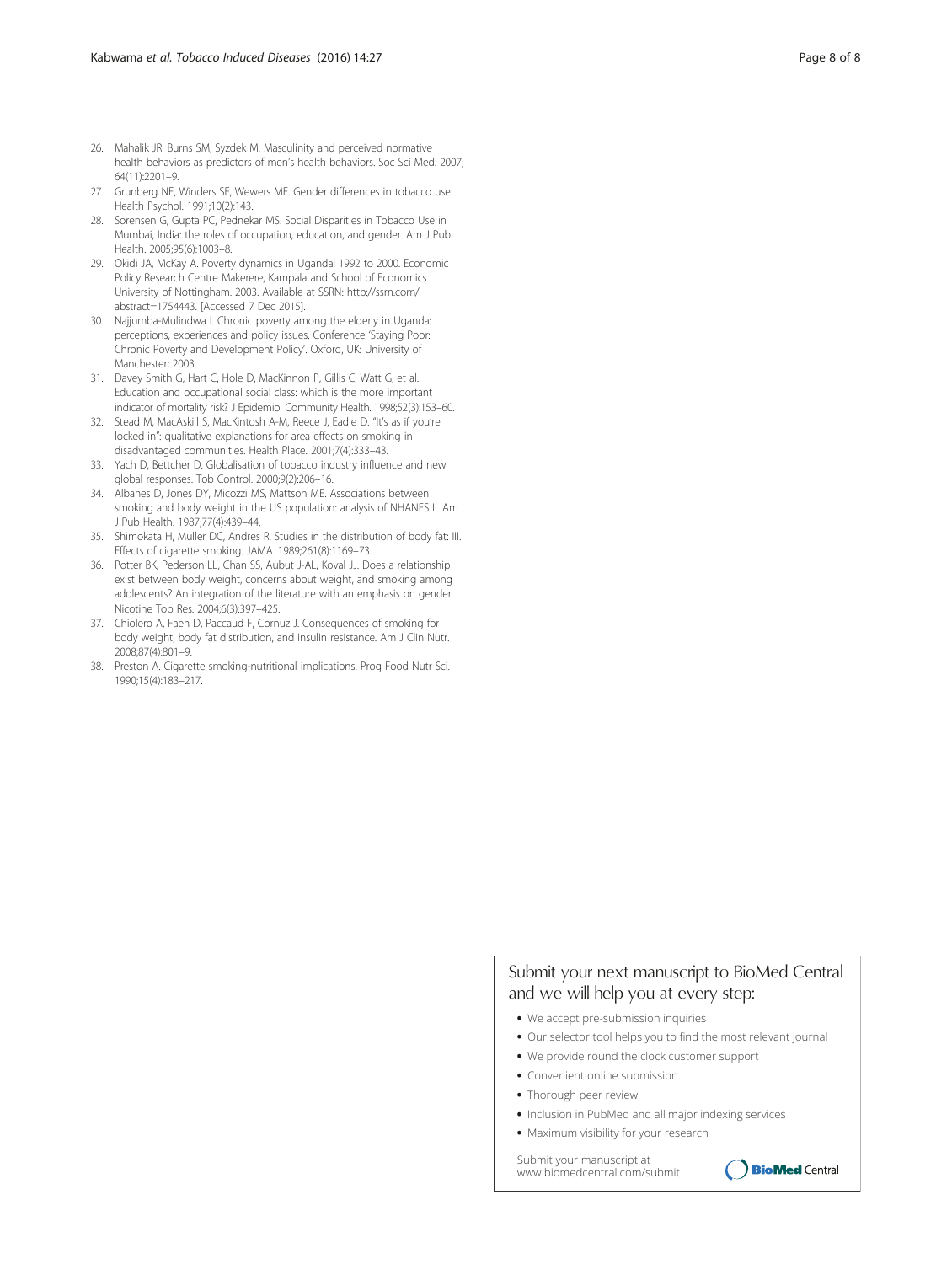26. Mahalik JR, Burns SM, Syzdek M. Masculinity and perceived normative health behaviors as predictors of men's health behaviors. Soc Sci Med. 2007; 64(11):2201–9.
27. Grunberg NE, Winders SE, Wewers ME. Gender differences in tobacco use. Health Psychol. 1991;10(2):143.
28. Sorensen G, Gupta PC, Pednekar MS. Social Disparities in Tobacco Use in Mumbai, India: the roles of occupation, education, and gender. Am J Pub Health. 2005;95(6):1003–8.
29. Okidi JA, McKay A. Poverty dynamics in Uganda: 1992 to 2000. Economic Policy Research Centre Makerere, Kampala and School of Economics University of Nottingham. 2003. Available at SSRN: http://ssrn.com/abstract=1754443. [Accessed 7 Dec 2015].
30. Najjumba-Mulindwa I. Chronic poverty among the elderly in Uganda: perceptions, experiences and policy issues. Conference 'Staying Poor: Chronic Poverty and Development Policy'. Oxford, UK: University of Manchester; 2003.
31. Davey Smith G, Hart C, Hole D, MacKinnon P, Gillis C, Watt G, et al. Education and occupational social class: which is the more important indicator of mortality risk? J Epidemiol Community Health. 1998;52(3):153–60.
32. Stead M, MacAskill S, MacKintosh A-M, Reece J, Eadie D. "It's as if you're locked in": qualitative explanations for area effects on smoking in disadvantaged communities. Health Place. 2001;7(4):333–43.
33. Yach D, Bettcher D. Globalisation of tobacco industry influence and new global responses. Tob Control. 2000;9(2):206–16.
34. Albanes D, Jones DY, Micozzi MS, Mattson ME. Associations between smoking and body weight in the US population: analysis of NHANES II. Am J Pub Health. 1987;77(4):439–44.
35. Shimokata H, Muller DC, Andres R. Studies in the distribution of body fat: III. Effects of cigarette smoking. JAMA. 1989;261(8):1169–73.
36. Potter BK, Pederson LL, Chan SS, Aubut J-AL, Koval JJ. Does a relationship exist between body weight, concerns about weight, and smoking among adolescents? An integration of the literature with an emphasis on gender. Nicotine Tob Res. 2004;6(3):397–425.
37. Chiolero A, Faeh D, Paccaud F, Cornuz J. Consequences of smoking for body weight, body fat distribution, and insulin resistance. Am J Clin Nutr. 2008;87(4):801–9.
38. Preston A. Cigarette smoking-nutritional implications. Prog Food Nutr Sci. 1990;15(4):183–217.

Submit your next manuscript to BioMed Central and we will help you at every step:

- We accept pre-submission inquiries
- Our selector tool helps you to find the most relevant journal
- We provide round the clock customer support
- Convenient online submission
- Thorough peer review
- Inclusion in PubMed and all major indexing services
- Maximum visibility for your research

Submit your manuscript at www.biomedcentral.com/submit

BioMed Central